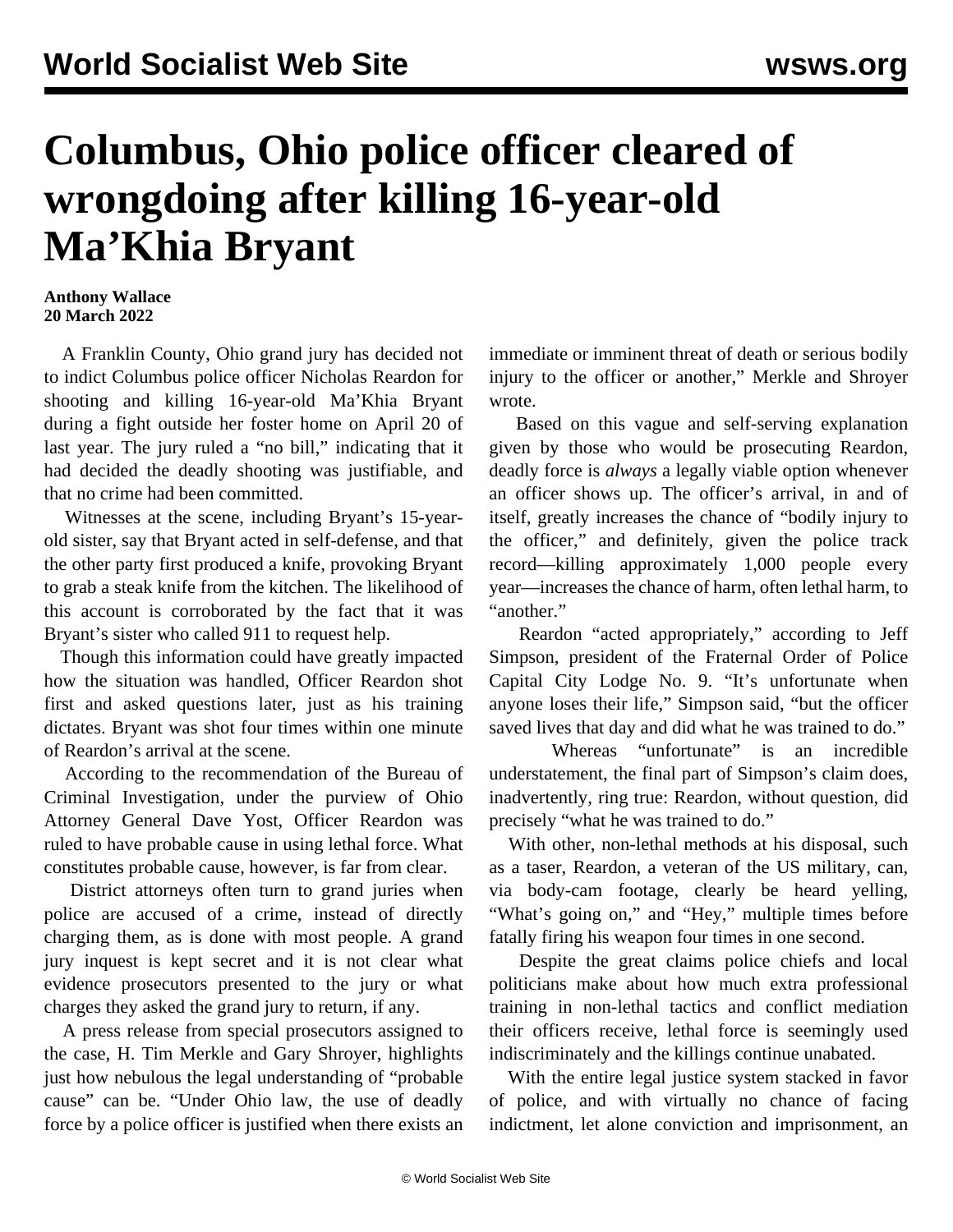# Columbus, Ohio police officer cleared of wrongdoing after killing 16-year-old Ma'Khia Bryant

**Anthony Wallace**
**20 March 2022**

A Franklin County, Ohio grand jury has decided not to indict Columbus police officer Nicholas Reardon for shooting and killing 16-year-old Ma'Khia Bryant during a fight outside her foster home on April 20 of last year. The jury ruled a "no bill," indicating that it had decided the deadly shooting was justifiable, and that no crime had been committed.

Witnesses at the scene, including Bryant's 15-year-old sister, say that Bryant acted in self-defense, and that the other party first produced a knife, provoking Bryant to grab a steak knife from the kitchen. The likelihood of this account is corroborated by the fact that it was Bryant's sister who called 911 to request help.

Though this information could have greatly impacted how the situation was handled, Officer Reardon shot first and asked questions later, just as his training dictates. Bryant was shot four times within one minute of Reardon's arrival at the scene.

According to the recommendation of the Bureau of Criminal Investigation, under the purview of Ohio Attorney General Dave Yost, Officer Reardon was ruled to have probable cause in using lethal force. What constitutes probable cause, however, is far from clear.

District attorneys often turn to grand juries when police are accused of a crime, instead of directly charging them, as is done with most people. A grand jury inquest is kept secret and it is not clear what evidence prosecutors presented to the jury or what charges they asked the grand jury to return, if any.

A press release from special prosecutors assigned to the case, H. Tim Merkle and Gary Shroyer, highlights just how nebulous the legal understanding of "probable cause" can be. "Under Ohio law, the use of deadly force by a police officer is justified when there exists an immediate or imminent threat of death or serious bodily injury to the officer or another," Merkle and Shroyer wrote.

Based on this vague and self-serving explanation given by those who would be prosecuting Reardon, deadly force is *always* a legally viable option whenever an officer shows up. The officer's arrival, in and of itself, greatly increases the chance of "bodily injury to the officer," and definitely, given the police track record—killing approximately 1,000 people every year—increases the chance of harm, often lethal harm, to "another."

Reardon "acted appropriately," according to Jeff Simpson, president of the Fraternal Order of Police Capital City Lodge No. 9. "It's unfortunate when anyone loses their life," Simpson said, "but the officer saved lives that day and did what he was trained to do."

Whereas "unfortunate" is an incredible understatement, the final part of Simpson's claim does, inadvertently, ring true: Reardon, without question, did precisely "what he was trained to do."

With other, non-lethal methods at his disposal, such as a taser, Reardon, a veteran of the US military, can, via body-cam footage, clearly be heard yelling, "What's going on," and "Hey," multiple times before fatally firing his weapon four times in one second.

Despite the great claims police chiefs and local politicians make about how much extra professional training in non-lethal tactics and conflict mediation their officers receive, lethal force is seemingly used indiscriminately and the killings continue unabated.

With the entire legal justice system stacked in favor of police, and with virtually no chance of facing indictment, let alone conviction and imprisonment, an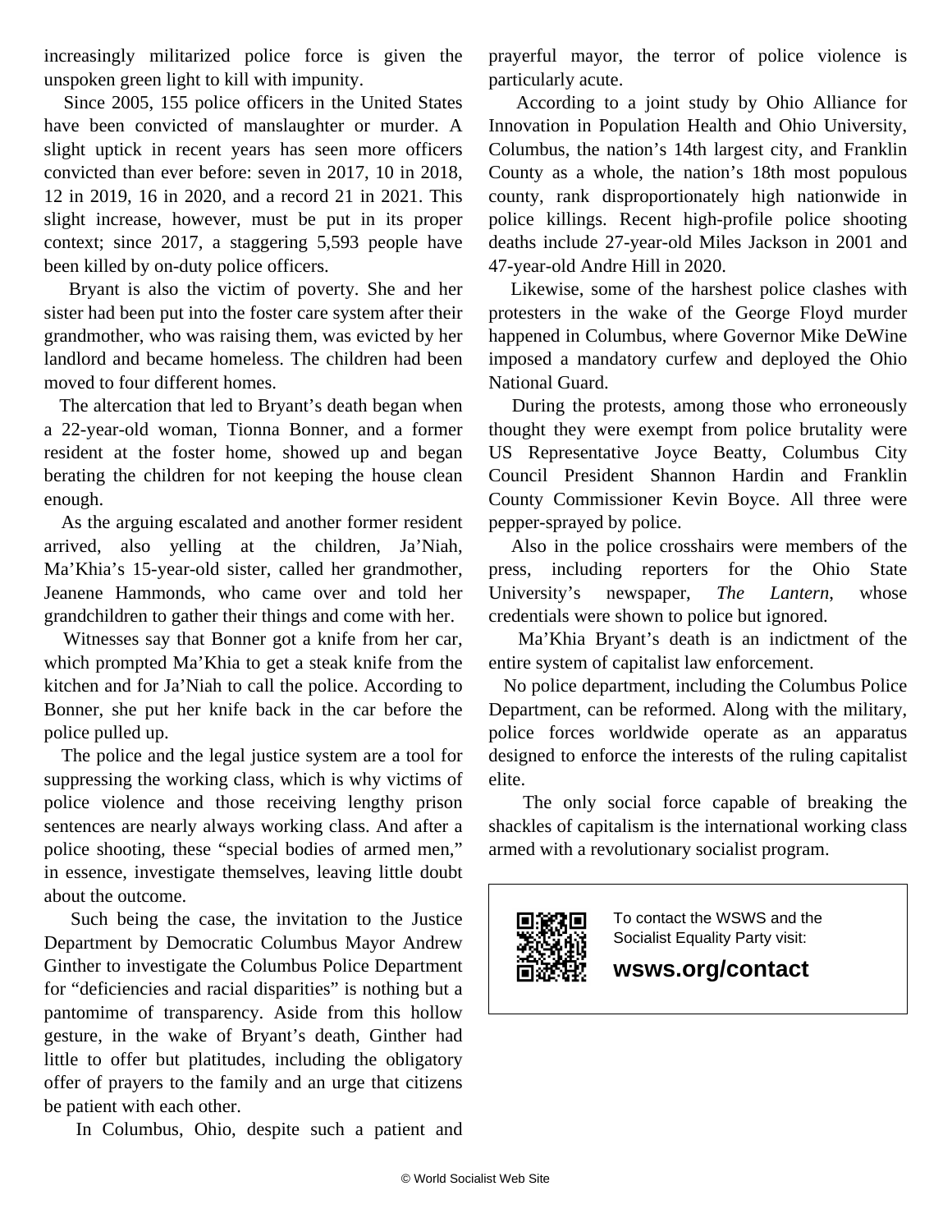increasingly militarized police force is given the unspoken green light to kill with impunity.

Since 2005, 155 police officers in the United States have been convicted of manslaughter or murder. A slight uptick in recent years has seen more officers convicted than ever before: seven in 2017, 10 in 2018, 12 in 2019, 16 in 2020, and a record 21 in 2021. This slight increase, however, must be put in its proper context; since 2017, a staggering 5,593 people have been killed by on-duty police officers.

Bryant is also the victim of poverty. She and her sister had been put into the foster care system after their grandmother, who was raising them, was evicted by her landlord and became homeless. The children had been moved to four different homes.

The altercation that led to Bryant's death began when a 22-year-old woman, Tionna Bonner, and a former resident at the foster home, showed up and began berating the children for not keeping the house clean enough.

As the arguing escalated and another former resident arrived, also yelling at the children, Ja'Niah, Ma'Khia's 15-year-old sister, called her grandmother, Jeanene Hammonds, who came over and told her grandchildren to gather their things and come with her.

Witnesses say that Bonner got a knife from her car, which prompted Ma'Khia to get a steak knife from the kitchen and for Ja'Niah to call the police. According to Bonner, she put her knife back in the car before the police pulled up.

The police and the legal justice system are a tool for suppressing the working class, which is why victims of police violence and those receiving lengthy prison sentences are nearly always working class. And after a police shooting, these "special bodies of armed men," in essence, investigate themselves, leaving little doubt about the outcome.

Such being the case, the invitation to the Justice Department by Democratic Columbus Mayor Andrew Ginther to investigate the Columbus Police Department for "deficiencies and racial disparities" is nothing but a pantomime of transparency. Aside from this hollow gesture, in the wake of Bryant's death, Ginther had little to offer but platitudes, including the obligatory offer of prayers to the family and an urge that citizens be patient with each other.

In Columbus, Ohio, despite such a patient and prayerful mayor, the terror of police violence is particularly acute.

According to a joint study by Ohio Alliance for Innovation in Population Health and Ohio University, Columbus, the nation's 14th largest city, and Franklin County as a whole, the nation's 18th most populous county, rank disproportionately high nationwide in police killings. Recent high-profile police shooting deaths include 27-year-old Miles Jackson in 2001 and 47-year-old Andre Hill in 2020.

Likewise, some of the harshest police clashes with protesters in the wake of the George Floyd murder happened in Columbus, where Governor Mike DeWine imposed a mandatory curfew and deployed the Ohio National Guard.

During the protests, among those who erroneously thought they were exempt from police brutality were US Representative Joyce Beatty, Columbus City Council President Shannon Hardin and Franklin County Commissioner Kevin Boyce. All three were pepper-sprayed by police.

Also in the police crosshairs were members of the press, including reporters for the Ohio State University's newspaper, *The Lantern*, whose credentials were shown to police but ignored.

Ma'Khia Bryant's death is an indictment of the entire system of capitalist law enforcement.

No police department, including the Columbus Police Department, can be reformed. Along with the military, police forces worldwide operate as an apparatus designed to enforce the interests of the ruling capitalist elite.

The only social force capable of breaking the shackles of capitalism is the international working class armed with a revolutionary socialist program.

To contact the WSWS and the Socialist Equality Party visit:

**wsws.org/contact**